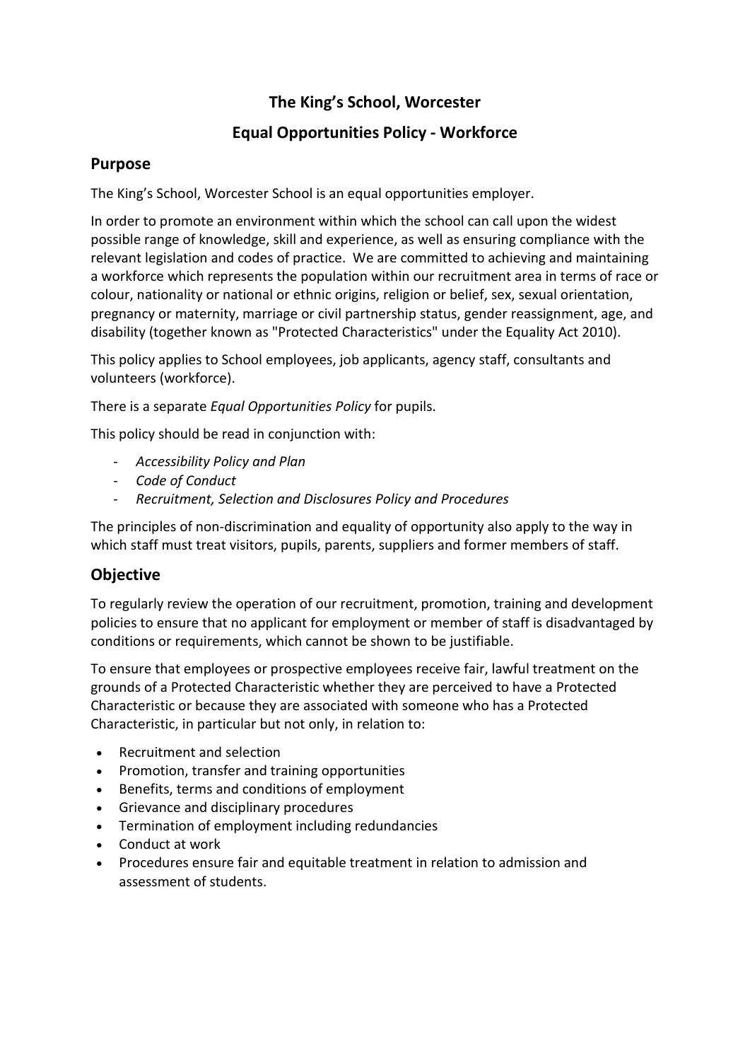# The King's School, Worcester

# Equal Opportunities Policy - Workforce

## Purpose

The King's School, Worcester School is an equal opportunities employer.

In order to promote an environment within which the school can call upon the widest possible range of knowledge, skill and experience, as well as ensuring compliance with the relevant legislation and codes of practice. We are committed to achieving and maintaining a workforce which represents the population within our recruitment area in terms of race or colour, nationality or national or ethnic origins, religion or belief, sex, sexual orientation, pregnancy or maternity, marriage or civil partnership status, gender reassignment, age, and disability (together known as "Protected Characteristics" under the Equality Act 2010).

This policy applies to School employees, job applicants, agency staff, consultants and volunteers (workforce).

There is a separate *Equal Opportunities Policy* for pupils.

This policy should be read in conjunction with:

- *Accessibility Policy and Plan*
- *Code of Conduct*
- *Recruitment, Selection and Disclosures Policy and Procedures*

The principles of non-discrimination and equality of opportunity also apply to the way in which staff must treat visitors, pupils, parents, suppliers and former members of staff.

## Objective

To regularly review the operation of our recruitment, promotion, training and development policies to ensure that no applicant for employment or member of staff is disadvantaged by conditions or requirements, which cannot be shown to be justifiable.

To ensure that employees or prospective employees receive fair, lawful treatment on the grounds of a Protected Characteristic whether they are perceived to have a Protected Characteristic or because they are associated with someone who has a Protected Characteristic, in particular but not only, in relation to:

- Recruitment and selection
- Promotion, transfer and training opportunities
- Benefits, terms and conditions of employment
- Grievance and disciplinary procedures
- Termination of employment including redundancies
- Conduct at work
- Procedures ensure fair and equitable treatment in relation to admission and assessment of students.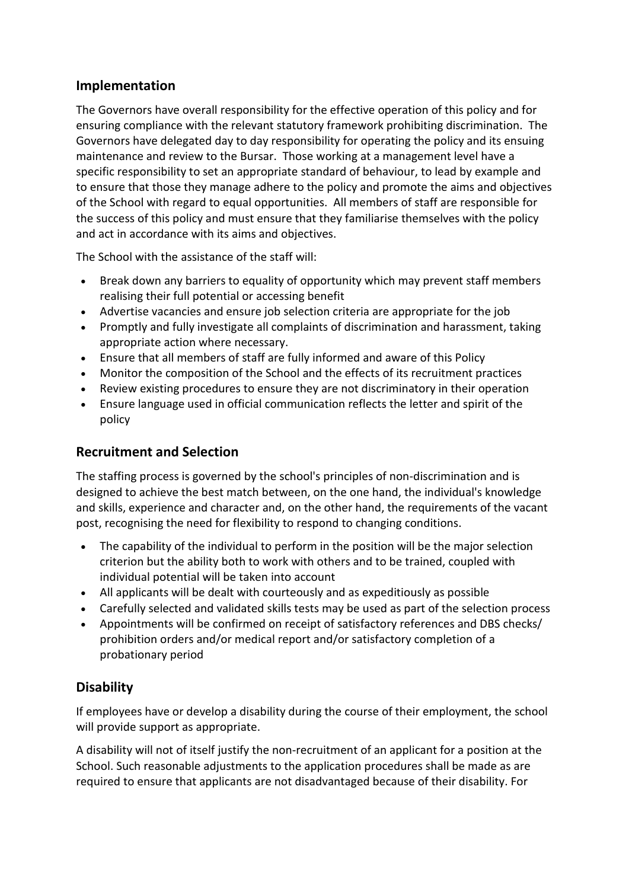## Implementation

The Governors have overall responsibility for the effective operation of this policy and for ensuring compliance with the relevant statutory framework prohibiting discrimination. The Governors have delegated day to day responsibility for operating the policy and its ensuing maintenance and review to the Bursar. Those working at a management level have a specific responsibility to set an appropriate standard of behaviour, to lead by example and to ensure that those they manage adhere to the policy and promote the aims and objectives of the School with regard to equal opportunities. All members of staff are responsible for the success of this policy and must ensure that they familiarise themselves with the policy and act in accordance with its aims and objectives.

The School with the assistance of the staff will:

- Break down any barriers to equality of opportunity which may prevent staff members realising their full potential or accessing benefit
- Advertise vacancies and ensure job selection criteria are appropriate for the job
- Promptly and fully investigate all complaints of discrimination and harassment, taking appropriate action where necessary.
- Ensure that all members of staff are fully informed and aware of this Policy
- Monitor the composition of the School and the effects of its recruitment practices
- Review existing procedures to ensure they are not discriminatory in their operation
- Ensure language used in official communication reflects the letter and spirit of the policy

## Recruitment and Selection

The staffing process is governed by the school's principles of non-discrimination and is designed to achieve the best match between, on the one hand, the individual's knowledge and skills, experience and character and, on the other hand, the requirements of the vacant post, recognising the need for flexibility to respond to changing conditions.

- The capability of the individual to perform in the position will be the major selection criterion but the ability both to work with others and to be trained, coupled with individual potential will be taken into account
- All applicants will be dealt with courteously and as expeditiously as possible
- Carefully selected and validated skills tests may be used as part of the selection process
- Appointments will be confirmed on receipt of satisfactory references and DBS checks/ prohibition orders and/or medical report and/or satisfactory completion of a probationary period

## Disability

If employees have or develop a disability during the course of their employment, the school will provide support as appropriate.

A disability will not of itself justify the non-recruitment of an applicant for a position at the School. Such reasonable adjustments to the application procedures shall be made as are required to ensure that applicants are not disadvantaged because of their disability. For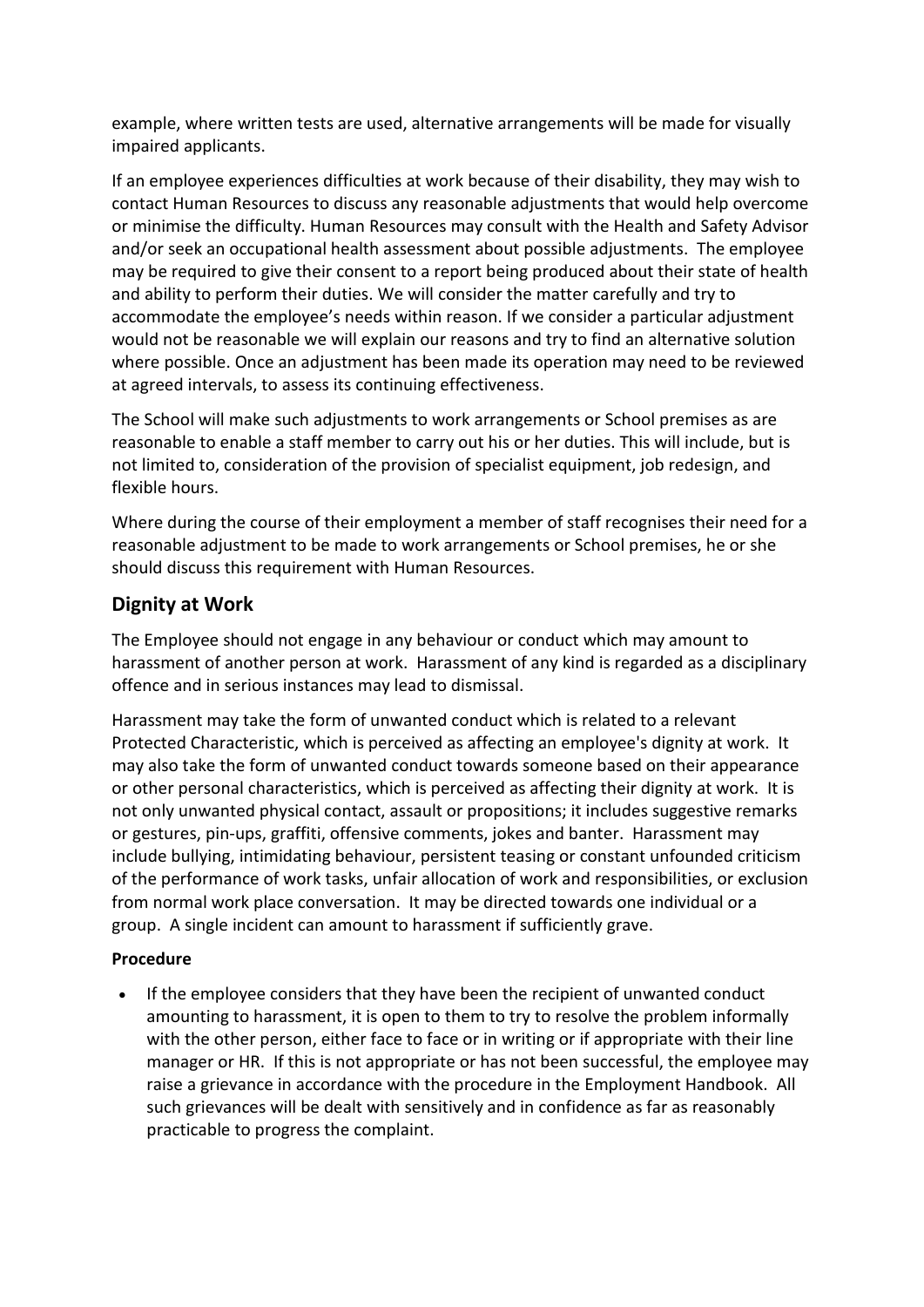example, where written tests are used, alternative arrangements will be made for visually impaired applicants.

If an employee experiences difficulties at work because of their disability, they may wish to contact Human Resources to discuss any reasonable adjustments that would help overcome or minimise the difficulty. Human Resources may consult with the Health and Safety Advisor and/or seek an occupational health assessment about possible adjustments. The employee may be required to give their consent to a report being produced about their state of health and ability to perform their duties. We will consider the matter carefully and try to accommodate the employee's needs within reason. If we consider a particular adjustment would not be reasonable we will explain our reasons and try to find an alternative solution where possible. Once an adjustment has been made its operation may need to be reviewed at agreed intervals, to assess its continuing effectiveness.

The School will make such adjustments to work arrangements or School premises as are reasonable to enable a staff member to carry out his or her duties. This will include, but is not limited to, consideration of the provision of specialist equipment, job redesign, and flexible hours.

Where during the course of their employment a member of staff recognises their need for a reasonable adjustment to be made to work arrangements or School premises, he or she should discuss this requirement with Human Resources.

## Dignity at Work

The Employee should not engage in any behaviour or conduct which may amount to harassment of another person at work. Harassment of any kind is regarded as a disciplinary offence and in serious instances may lead to dismissal.

Harassment may take the form of unwanted conduct which is related to a relevant Protected Characteristic, which is perceived as affecting an employee's dignity at work. It may also take the form of unwanted conduct towards someone based on their appearance or other personal characteristics, which is perceived as affecting their dignity at work. It is not only unwanted physical contact, assault or propositions; it includes suggestive remarks or gestures, pin-ups, graffiti, offensive comments, jokes and banter. Harassment may include bullying, intimidating behaviour, persistent teasing or constant unfounded criticism of the performance of work tasks, unfair allocation of work and responsibilities, or exclusion from normal work place conversation. It may be directed towards one individual or a group. A single incident can amount to harassment if sufficiently grave.

**Procedure**

- If the employee considers that they have been the recipient of unwanted conduct amounting to harassment, it is open to them to try to resolve the problem informally with the other person, either face to face or in writing or if appropriate with their line manager or HR. If this is not appropriate or has not been successful, the employee may raise a grievance in accordance with the procedure in the Employment Handbook. All such grievances will be dealt with sensitively and in confidence as far as reasonably practicable to progress the complaint.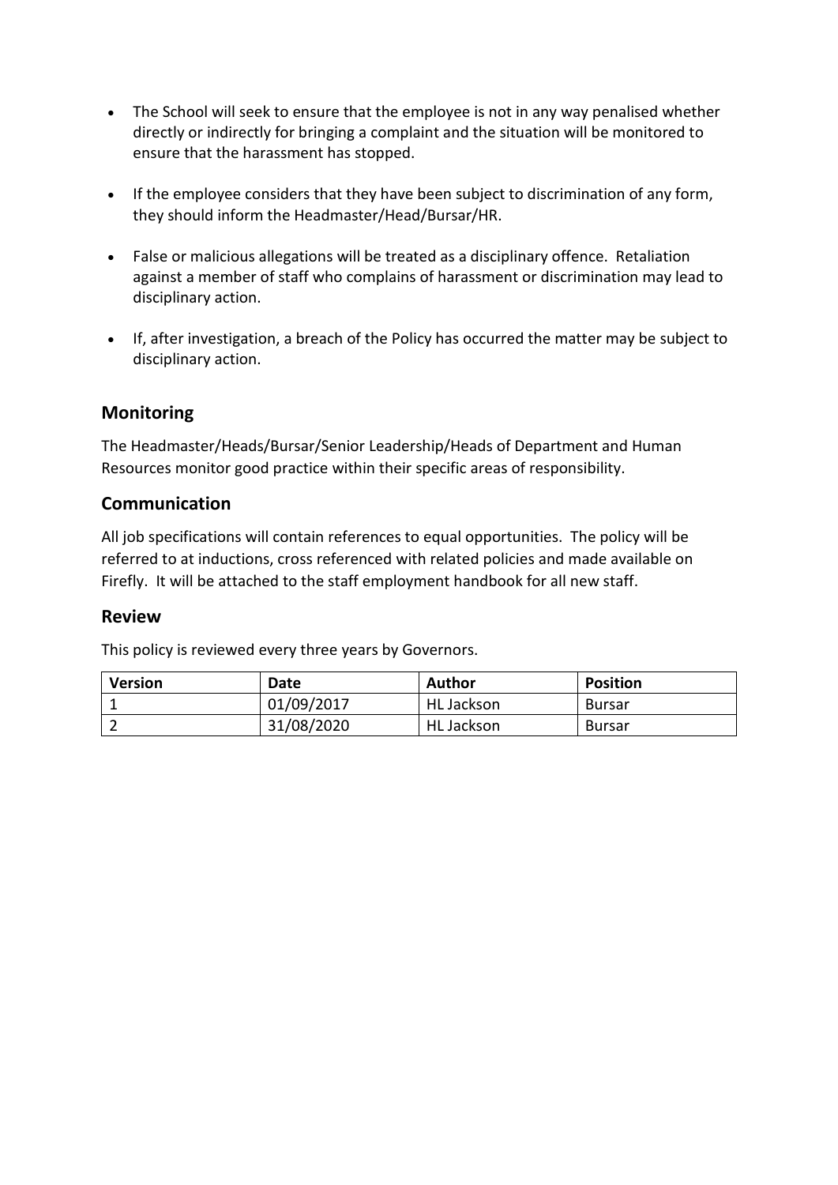- The School will seek to ensure that the employee is not in any way penalised whether directly or indirectly for bringing a complaint and the situation will be monitored to ensure that the harassment has stopped.

- If the employee considers that they have been subject to discrimination of any form, they should inform the Headmaster/Head/Bursar/HR.

- False or malicious allegations will be treated as a disciplinary offence. Retaliation against a member of staff who complains of harassment or discrimination may lead to disciplinary action.

- If, after investigation, a breach of the Policy has occurred the matter may be subject to disciplinary action.

## Monitoring

The Headmaster/Heads/Bursar/Senior Leadership/Heads of Department and Human Resources monitor good practice within their specific areas of responsibility.

## Communication

All job specifications will contain references to equal opportunities. The policy will be referred to at inductions, cross referenced with related policies and made available on Firefly. It will be attached to the staff employment handbook for all new staff.

## Review

This policy is reviewed every three years by Governors.

| Version | Date | Author | Position |
|---|---|---|---|
| 1 | 01/09/2017 | HL Jackson | Bursar |
| 2 | 31/08/2020 | HL Jackson | Bursar |